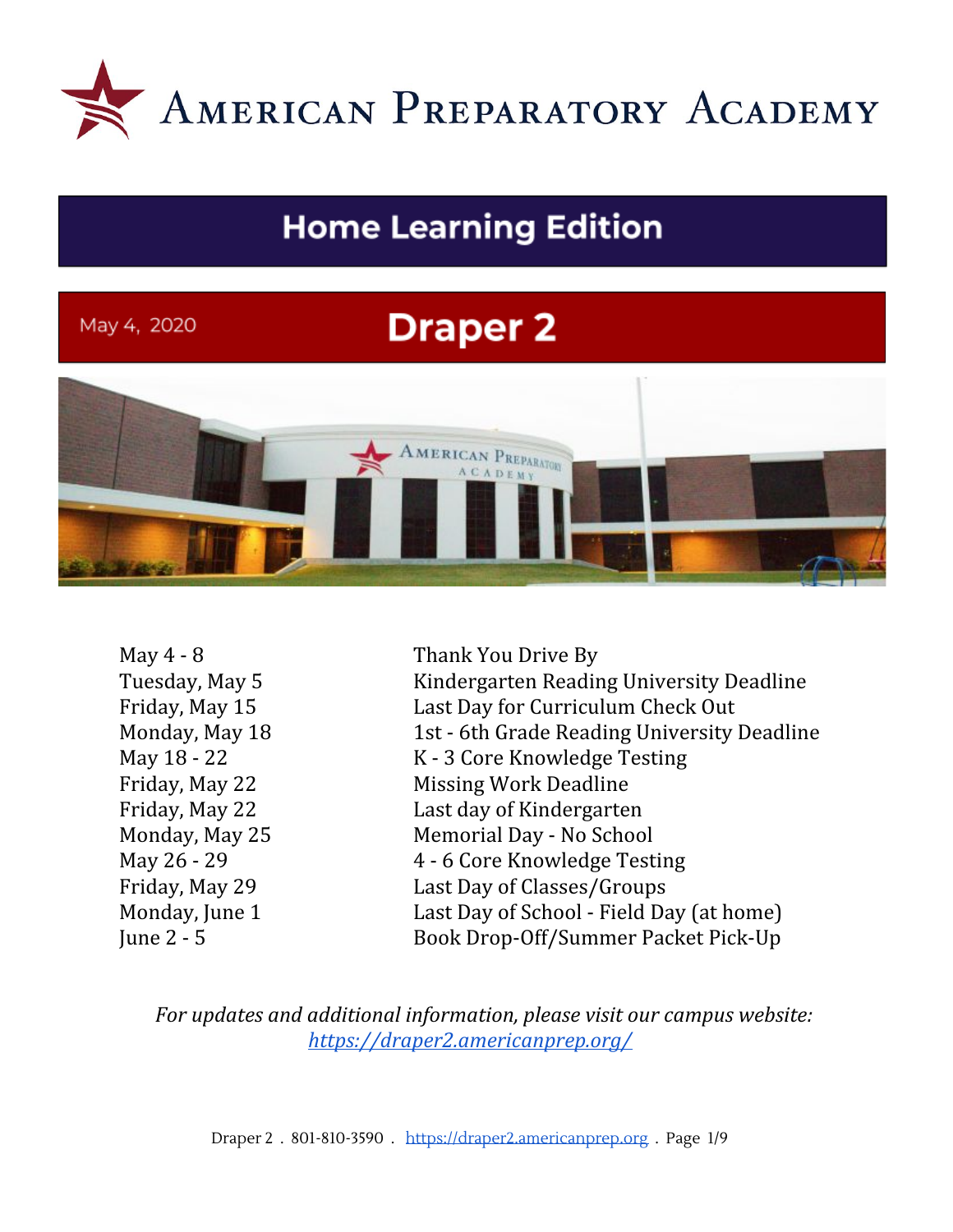# American Preparatory Academy

## Home Learning Edition

May 4, 2020

# Draper 2

| | |
|---|---|
| May 4 - 8 | Thank You Drive By |
| Tuesday, May 5 | Kindergarten Reading University Deadline |
| Friday, May 15 | Last Day for Curriculum Check Out |
| Monday, May 18 | 1st - 6th Grade Reading University Deadline |
| May 18 - 22 | K - 3 Core Knowledge Testing |
| Friday, May 22 | Missing Work Deadline |
| Friday, May 22 | Last day of Kindergarten |
| Monday, May 25 | Memorial Day - No School |
| May 26 - 29 | 4 - 6 Core Knowledge Testing |
| Friday, May 29 | Last Day of Classes/Groups |
| Monday, June 1 | Last Day of School - Field Day (at home) |
| June 2 - 5 | Book Drop-Off/Summer Packet Pick-Up |

*For updates and additional information, please visit our campus website: [https://draper2.americanprep.org/](https://draper2.americanprep.org/)*

Draper 2 . 801-810-3590 . https://draper2.americanprep.org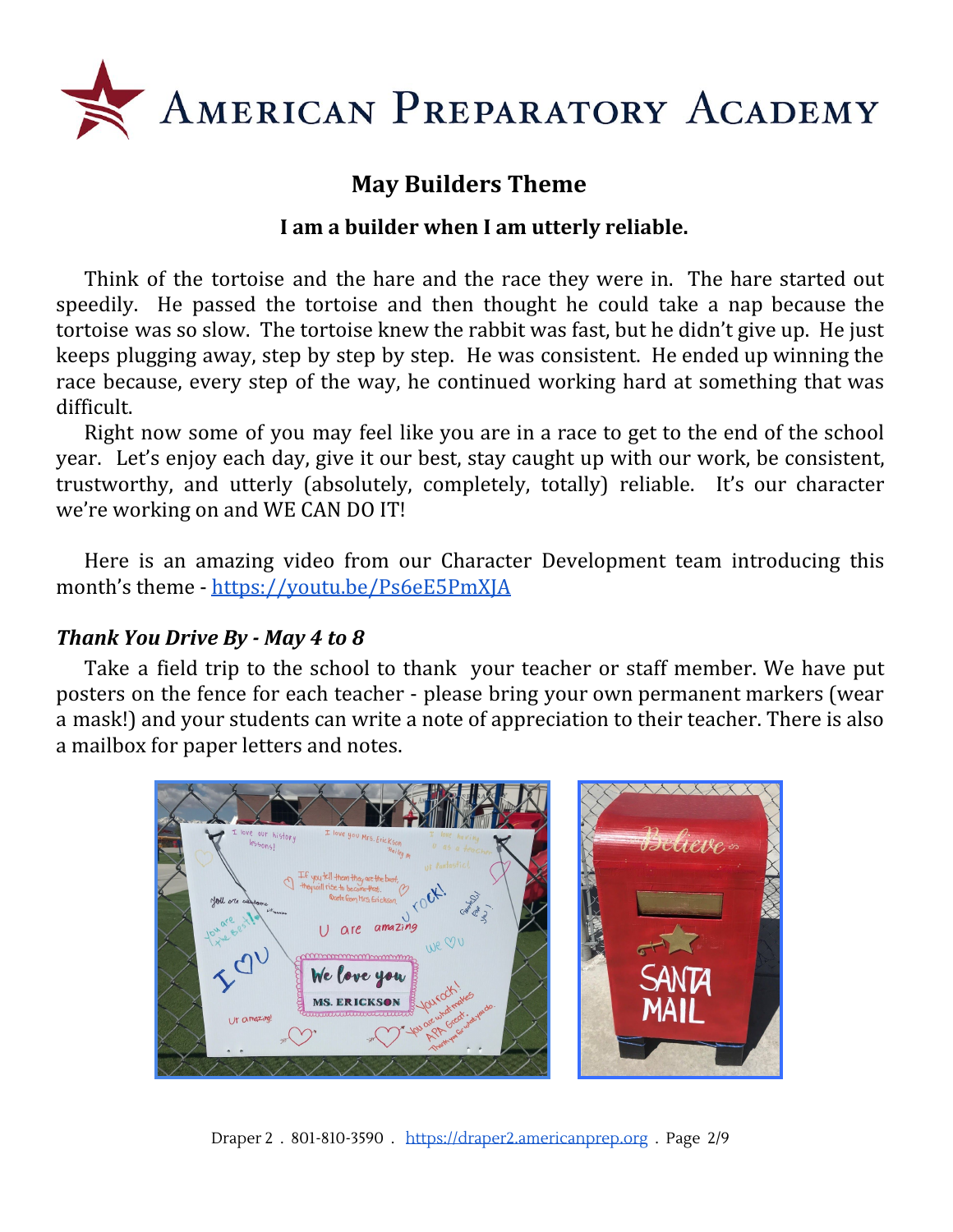# American Preparatory Academy

## May Builders Theme

### I am a builder when I am utterly reliable.

Think of the tortoise and the hare and the race they were in. The hare started out speedily. He passed the tortoise and then thought he could take a nap because the tortoise was so slow. The tortoise knew the rabbit was fast, but he didn't give up. He just keeps plugging away, step by step by step. He was consistent. He ended up winning the race because, every step of the way, he continued working hard at something that was difficult.

Right now some of you may feel like you are in a race to get to the end of the school year. Let's enjoy each day, give it our best, stay caught up with our work, be consistent, trustworthy, and utterly (absolutely, completely, totally) reliable. It's our character we're working on and WE CAN DO IT!

Here is an amazing video from our Character Development team introducing this month's theme - https://youtu.be/Ps6eE5PmXJA

***Thank You Drive By - May 4 to 8***

Take a field trip to the school to thank your teacher or staff member. We have put posters on the fence for each teacher - please bring your own permanent markers (wear a mask!) and your students can write a note of appreciation to their teacher. There is also a mailbox for paper letters and notes.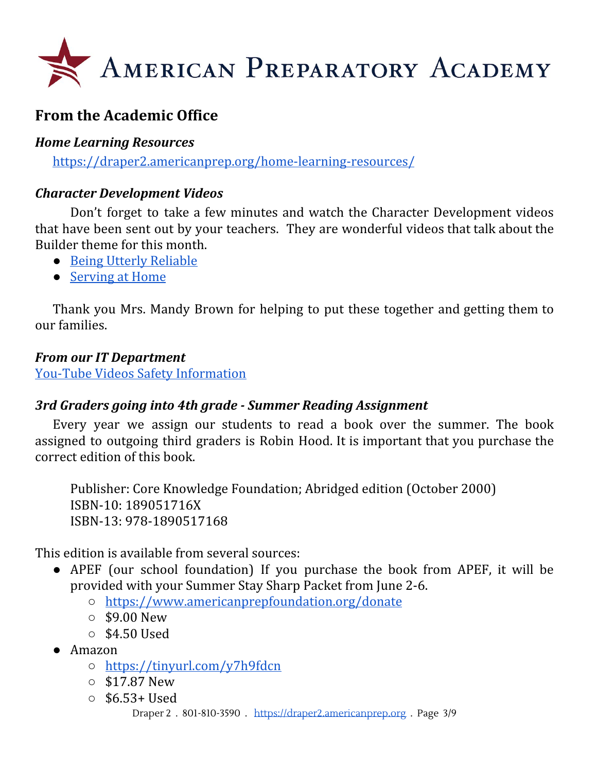# American Preparatory Academy

## From the Academic Office

### *Home Learning Resources*

https://draper2.americanprep.org/home-learning-resources/

### *Character Development Videos*

Don't forget to take a few minutes and watch the Character Development videos that have been sent out by your teachers. They are wonderful videos that talk about the Builder theme for this month.

- Being Utterly Reliable
- Serving at Home

Thank you Mrs. Mandy Brown for helping to put these together and getting them to our families.

### *From our IT Department*

You-Tube Videos Safety Information

### *3rd Graders going into 4th grade - Summer Reading Assignment*

Every year we assign our students to read a book over the summer. The book assigned to outgoing third graders is Robin Hood. It is important that you purchase the correct edition of this book.

Publisher: Core Knowledge Foundation; Abridged edition (October 2000)
ISBN-10: 189051716X
ISBN-13: 978-1890517168

This edition is available from several sources:

- APEF (our school foundation) If you purchase the book from APEF, it will be provided with your Summer Stay Sharp Packet from June 2-6.
  - https://www.americanprepfoundation.org/donate
  - $9.00 New
  - $4.50 Used
- Amazon
  - https://tinyurl.com/y7h9fdcn
  - $17.87 New
  - $6.53+ Used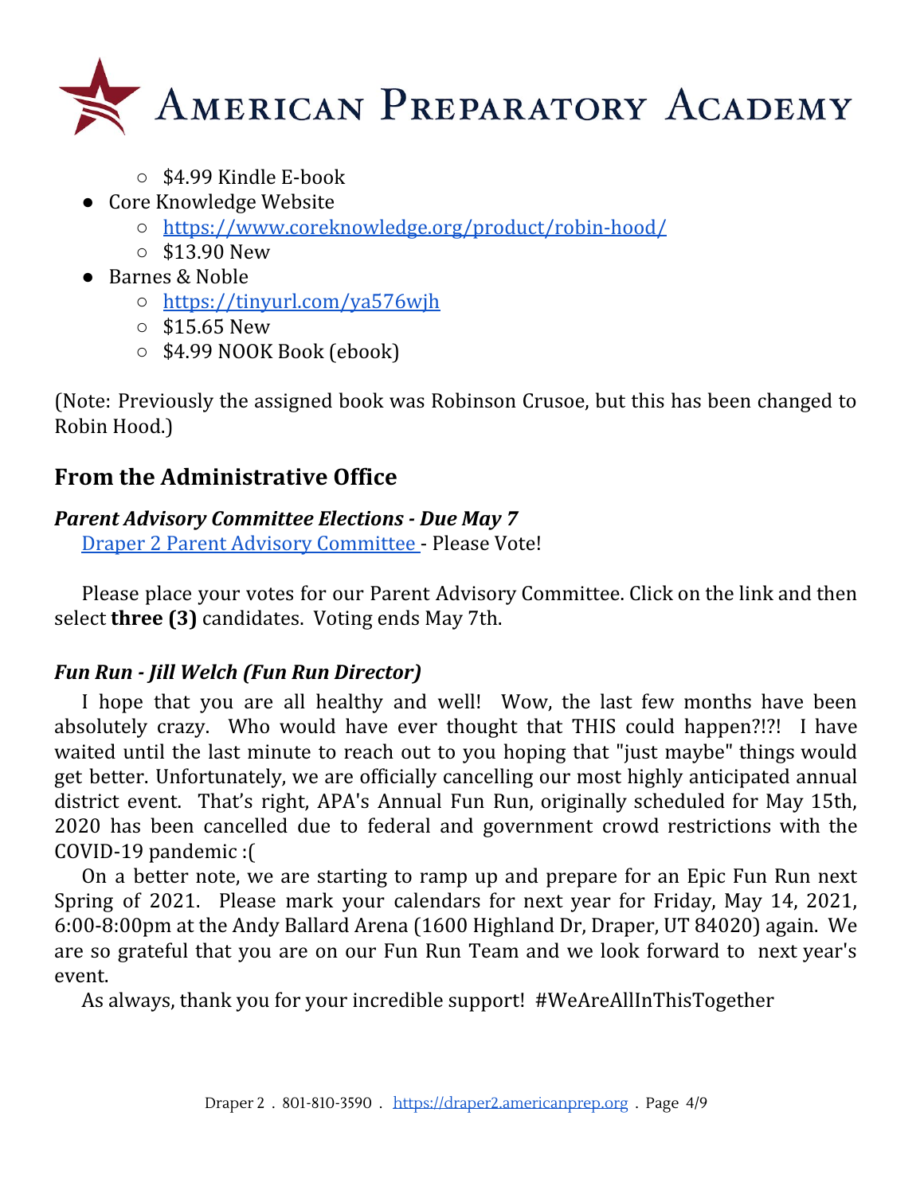- $4.99 Kindle E-book
- Core Knowledge Website
    - https://www.coreknowledge.org/product/robin-hood/
    - $13.90 New
- Barnes & Noble
    - https://tinyurl.com/ya576wjh
    - $15.65 New
    - $4.99 NOOK Book (ebook)

(Note: Previously the assigned book was Robinson Crusoe, but this has been changed to Robin Hood.)

## From the Administrative Office

### *Parent Advisory Committee Elections - Due May 7*

Draper 2 Parent Advisory Committee - Please Vote!

Please place your votes for our Parent Advisory Committee. Click on the link and then select **three (3)** candidates. Voting ends May 7th.

### *Fun Run - Jill Welch (Fun Run Director)*

I hope that you are all healthy and well! Wow, the last few months have been absolutely crazy. Who would have ever thought that THIS could happen?!?! I have waited until the last minute to reach out to you hoping that "just maybe" things would get better. Unfortunately, we are officially cancelling our most highly anticipated annual district event. That's right, APA's Annual Fun Run, originally scheduled for May 15th, 2020 has been cancelled due to federal and government crowd restrictions with the COVID-19 pandemic :(

On a better note, we are starting to ramp up and prepare for an Epic Fun Run next Spring of 2021. Please mark your calendars for next year for Friday, May 14, 2021, 6:00-8:00pm at the Andy Ballard Arena (1600 Highland Dr, Draper, UT 84020) again. We are so grateful that you are on our Fun Run Team and we look forward to next year's event.

As always, thank you for your incredible support! #WeAreAllInThisTogether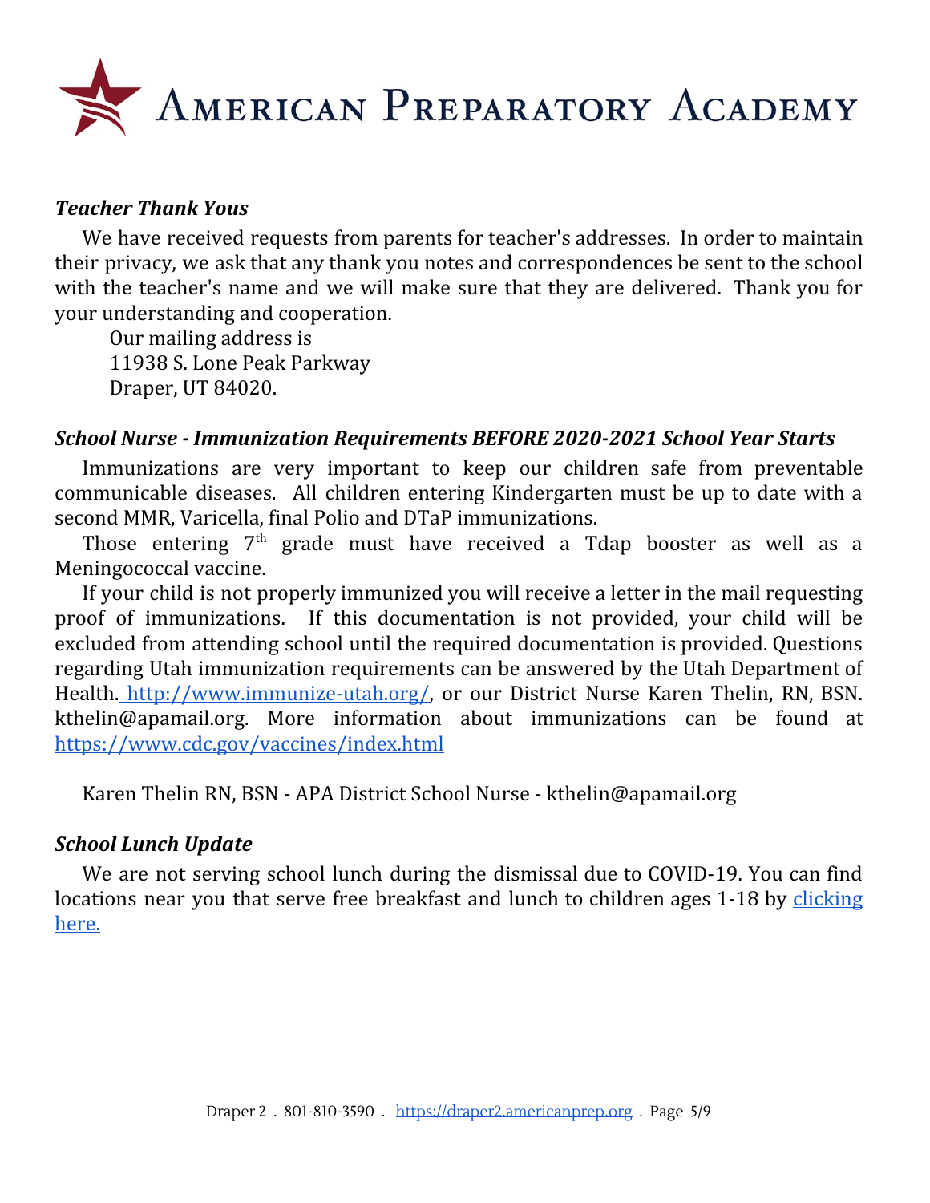# American Preparatory Academy

### *Teacher Thank Yous*

We have received requests from parents for teacher's addresses. In order to maintain their privacy, we ask that any thank you notes and correspondences be sent to the school with the teacher's name and we will make sure that they are delivered. Thank you for your understanding and cooperation.

Our mailing address is
11938 S. Lone Peak Parkway
Draper, UT 84020.

### *School Nurse - Immunization Requirements BEFORE 2020-2021 School Year Starts*

Immunizations are very important to keep our children safe from preventable communicable diseases. All children entering Kindergarten must be up to date with a second MMR, Varicella, final Polio and DTaP immunizations.

Those entering 7th grade must have received a Tdap booster as well as a Meningococcal vaccine.

If your child is not properly immunized you will receive a letter in the mail requesting proof of immunizations. If this documentation is not provided, your child will be excluded from attending school until the required documentation is provided. Questions regarding Utah immunization requirements can be answered by the Utah Department of Health. http://www.immunize-utah.org/, or our District Nurse Karen Thelin, RN, BSN. kthelin@apamail.org. More information about immunizations can be found at https://www.cdc.gov/vaccines/index.html

Karen Thelin RN, BSN - APA District School Nurse - kthelin@apamail.org

### *School Lunch Update*

We are not serving school lunch during the dismissal due to COVID-19. You can find locations near you that serve free breakfast and lunch to children ages 1-18 by clicking here.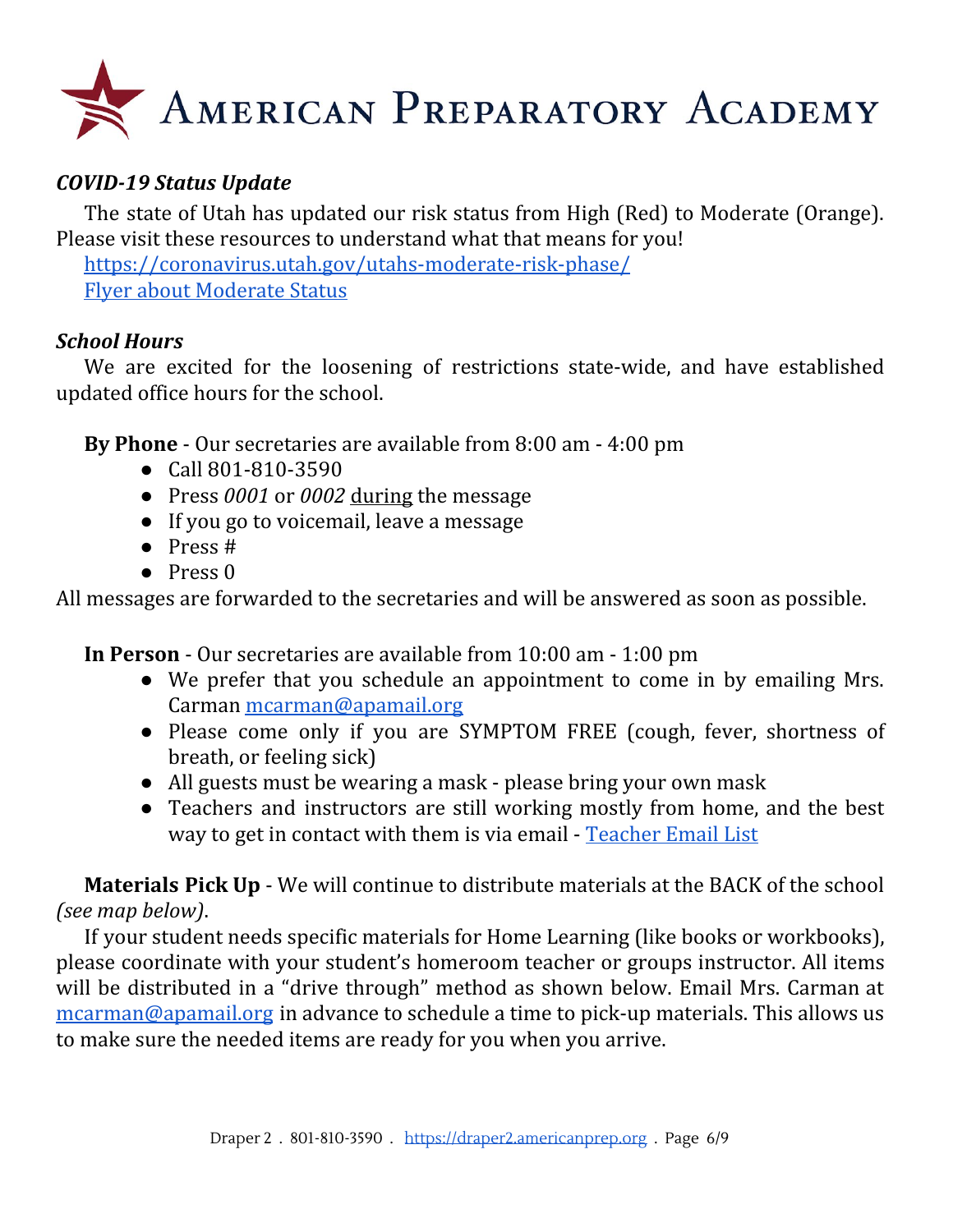# American Preparatory Academy

***COVID-19 Status Update***

The state of Utah has updated our risk status from High (Red) to Moderate (Orange). Please visit these resources to understand what that means for you!

[https://coronavirus.utah.gov/utahs-moderate-risk-phase/](https://coronavirus.utah.gov/utahs-moderate-risk-phase/)

Flyer about Moderate Status

***School Hours***

We are excited for the loosening of restrictions state-wide, and have established updated office hours for the school.

**By Phone** - Our secretaries are available from 8:00 am - 4:00 pm

- Call 801-810-3590
- Press *0001* or *0002* <u>during</u> the message
- If you go to voicemail, leave a message
- Press #
- Press 0

All messages are forwarded to the secretaries and will be answered as soon as possible.

**In Person** - Our secretaries are available from 10:00 am - 1:00 pm

- We prefer that you schedule an appointment to come in by emailing Mrs. Carman mcarman@apamail.org
- Please come only if you are SYMPTOM FREE (cough, fever, shortness of breath, or feeling sick)
- All guests must be wearing a mask - please bring your own mask
- Teachers and instructors are still working mostly from home, and the best way to get in contact with them is via email - Teacher Email List

**Materials Pick Up** - We will continue to distribute materials at the BACK of the school *(see map below)*.

If your student needs specific materials for Home Learning (like books or workbooks), please coordinate with your student's homeroom teacher or groups instructor. All items will be distributed in a "drive through" method as shown below. Email Mrs. Carman at mcarman@apamail.org in advance to schedule a time to pick-up materials. This allows us to make sure the needed items are ready for you when you arrive.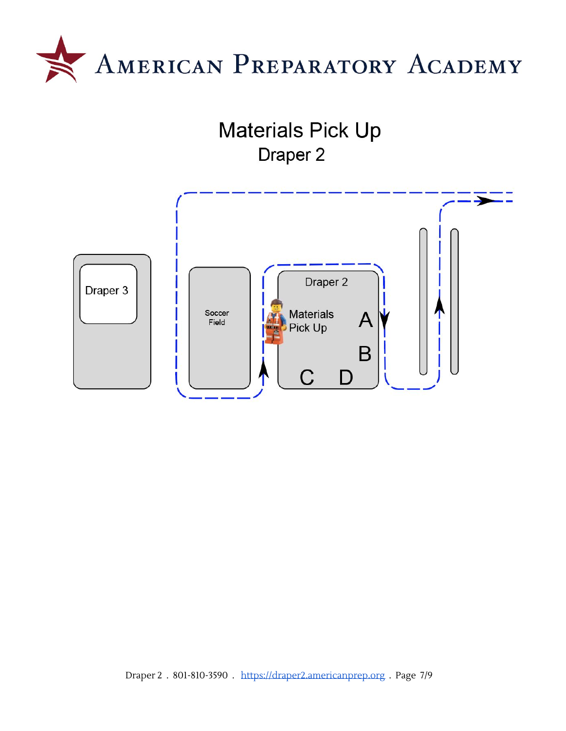# Materials Pick Up

## Draper 2

Draper 3

Soccer Field

Draper 2

Materials Pick Up

A

B

C D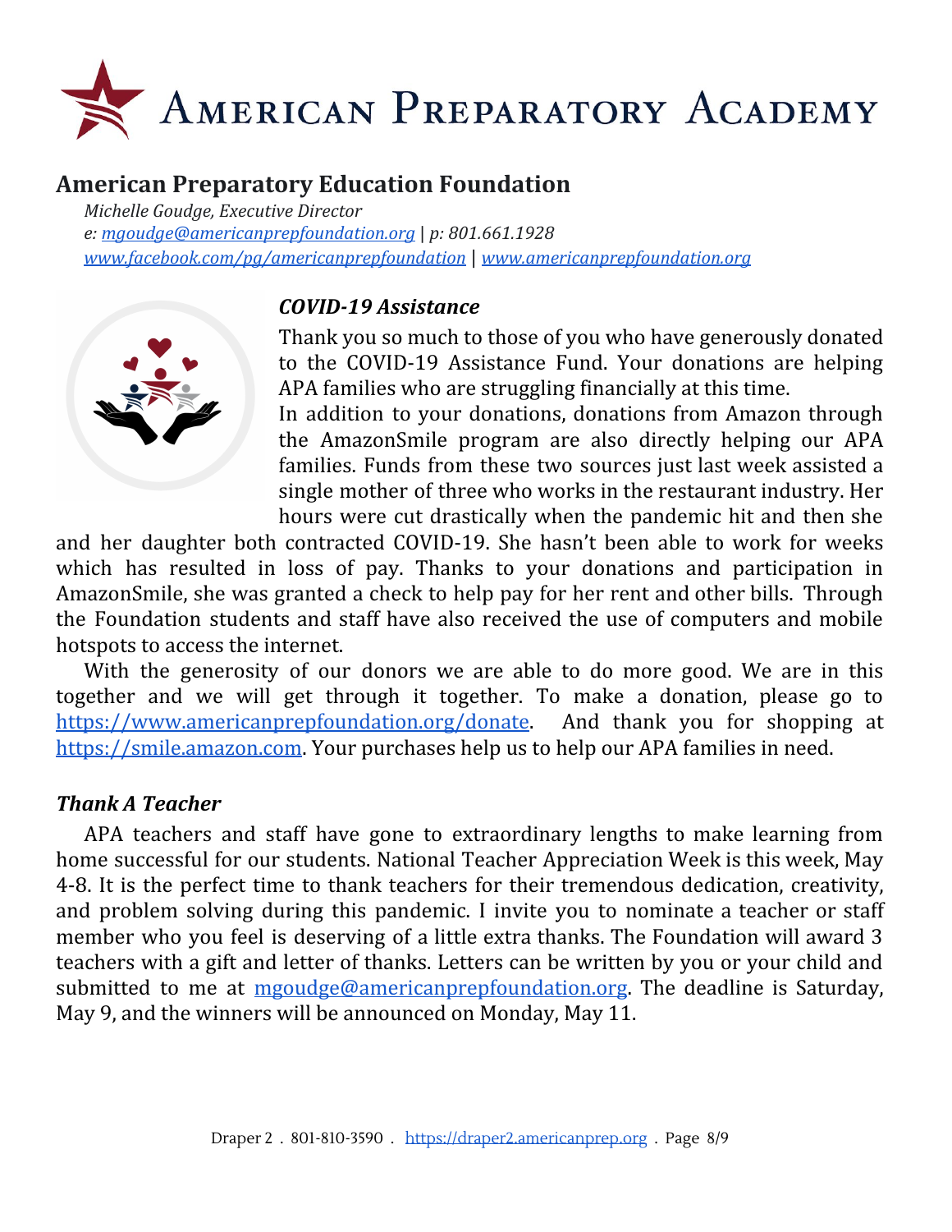# American Preparatory Academy

## American Preparatory Education Foundation

*Michelle Goudge, Executive Director*
*e: mgoudge@americanprepfoundation.org | p: 801.661.1928*
*www.facebook.com/pg/americanprepfoundation | www.americanprepfoundation.org*

### *COVID-19 Assistance*

Thank you so much to those of you who have generously donated to the COVID-19 Assistance Fund. Your donations are helping APA families who are struggling financially at this time.

In addition to your donations, donations from Amazon through the AmazonSmile program are also directly helping our APA families. Funds from these two sources just last week assisted a single mother of three who works in the restaurant industry. Her hours were cut drastically when the pandemic hit and then she and her daughter both contracted COVID-19. She hasn't been able to work for weeks which has resulted in loss of pay. Thanks to your donations and participation in AmazonSmile, she was granted a check to help pay for her rent and other bills. Through the Foundation students and staff have also received the use of computers and mobile hotspots to access the internet.

With the generosity of our donors we are able to do more good. We are in this together and we will get through it together. To make a donation, please go to https://www.americanprepfoundation.org/donate. And thank you for shopping at https://smile.amazon.com. Your purchases help us to help our APA families in need.

### *Thank A Teacher*

APA teachers and staff have gone to extraordinary lengths to make learning from home successful for our students. National Teacher Appreciation Week is this week, May 4-8. It is the perfect time to thank teachers for their tremendous dedication, creativity, and problem solving during this pandemic. I invite you to nominate a teacher or staff member who you feel is deserving of a little extra thanks. The Foundation will award 3 teachers with a gift and letter of thanks. Letters can be written by you or your child and submitted to me at mgoudge@americanprepfoundation.org. The deadline is Saturday, May 9, and the winners will be announced on Monday, May 11.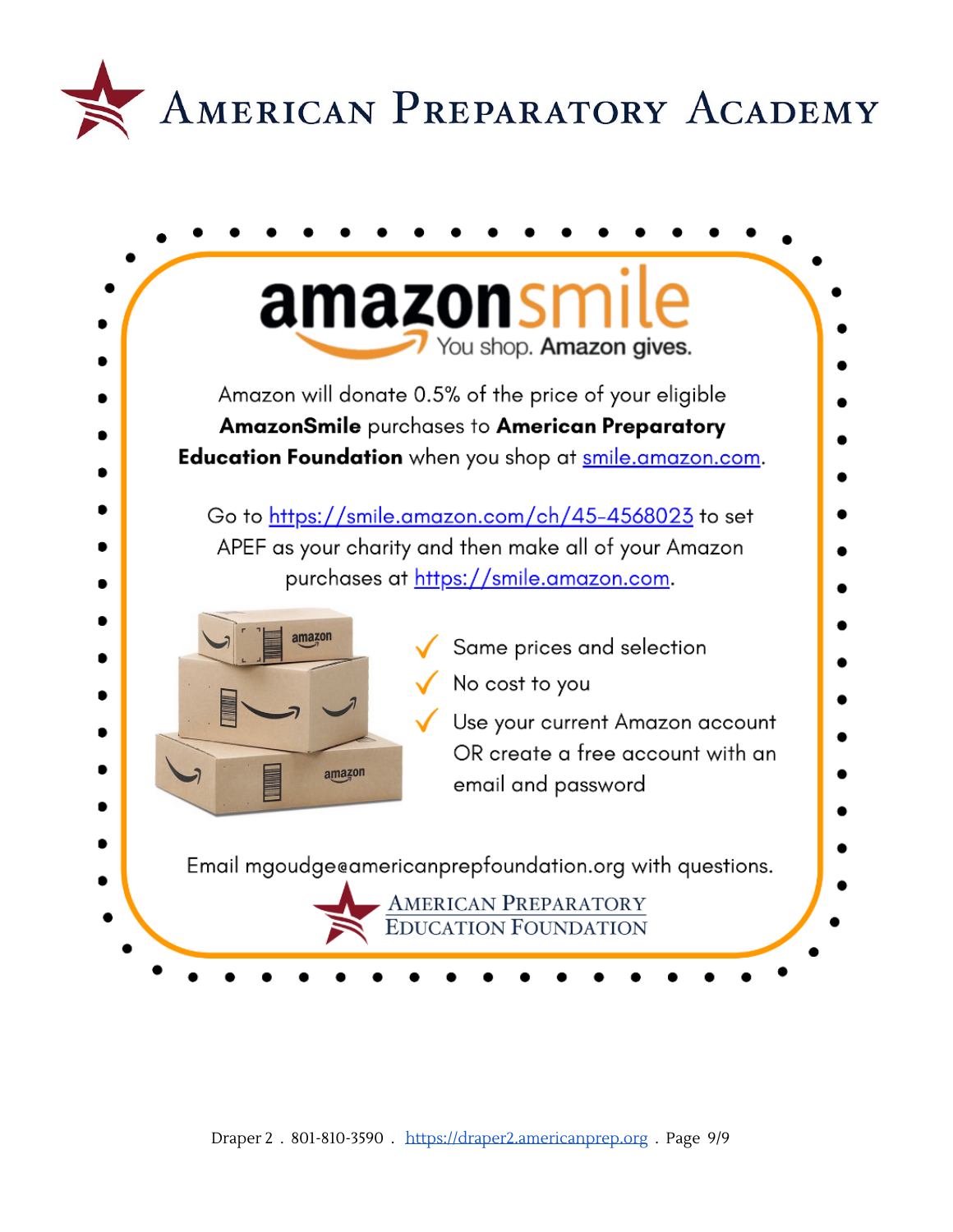# American Preparatory Academy

## amazonsmile

You shop. Amazon gives.

Amazon will donate 0.5% of the price of your eligible **AmazonSmile** purchases to **American Preparatory Education Foundation** when you shop at smile.amazon.com.

Go to https://smile.amazon.com/ch/45-4568023 to set APEF as your charity and then make all of your Amazon purchases at https://smile.amazon.com.

- ✓ Same prices and selection
- ✓ No cost to you
- ✓ Use your current Amazon account OR create a free account with an email and password

Email mgoudge@americanprepfoundation.org with questions.

American Preparatory Education Foundation

Draper 2 . 801-810-3590 . https://draper2.americanprep.org